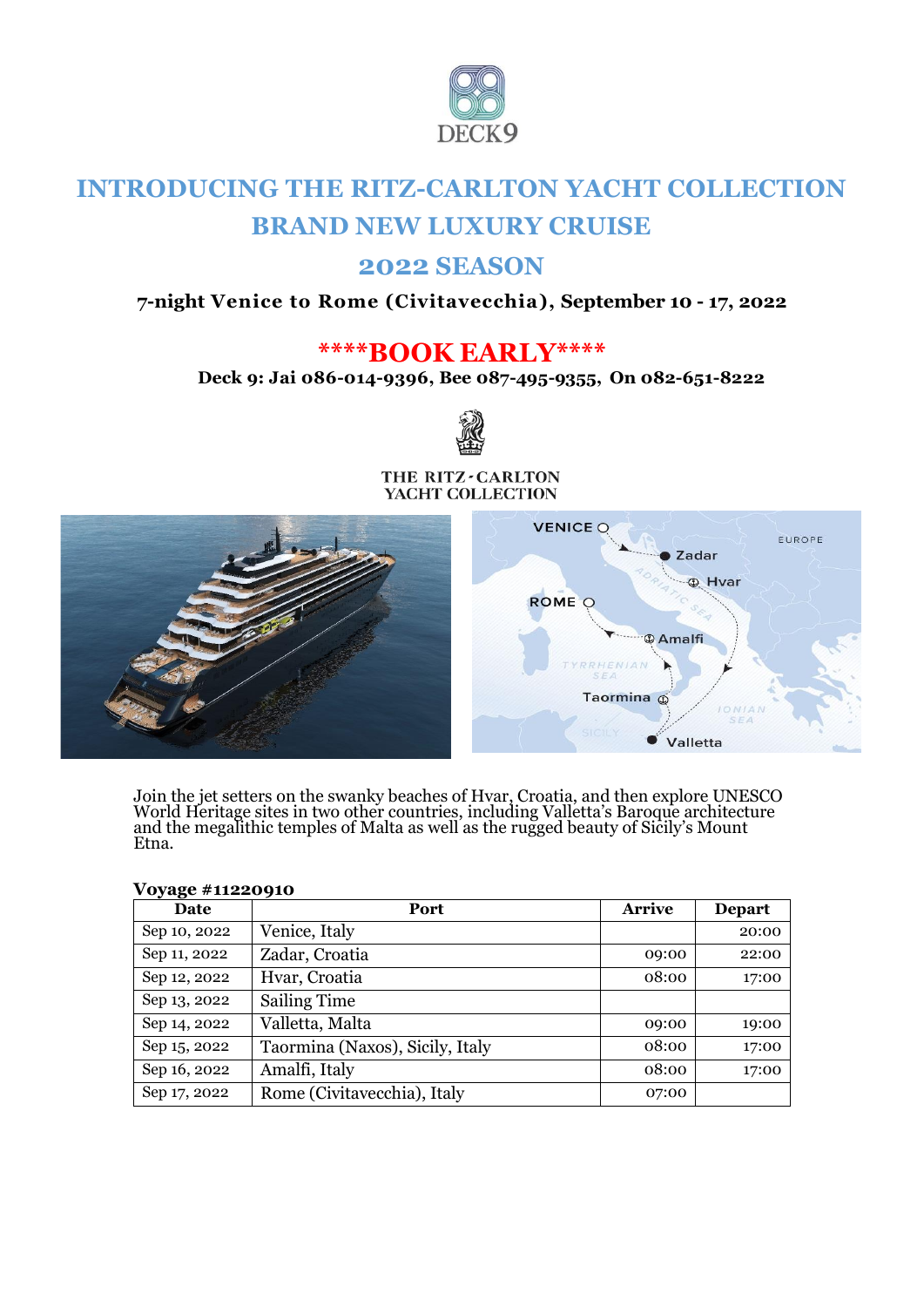DECK9

# INTRODUCING THE RITZ-CARLTON YACHT COLLECTION

## BRAND NEW LUXURY CRUISE

## 2022 SEASON

**7-night Venice to Rome (Civitavecchia), September 10 - 17, 2022**

## ****BOOK EARLY****

**Deck 9: Jai 086-014-9396, Bee 087-495-9355, On 082-651-8222**

THE RITZ-CARLTON
YACHT COLLECTION

Join the jet setters on the swanky beaches of Hvar, Croatia, and then explore UNESCO World Heritage sites in two other countries, including Valletta's Baroque architecture and the megalithic temples of Malta as well as the rugged beauty of Sicily's Mount Etna.

**Voyage #11220910**

| Date | Port | Arrive | Depart |
|---|---|---|---|
| Sep 10, 2022 | Venice, Italy | | 20:00 |
| Sep 11, 2022 | Zadar, Croatia | 09:00 | 22:00 |
| Sep 12, 2022 | Hvar, Croatia | 08:00 | 17:00 |
| Sep 13, 2022 | Sailing Time | | |
| Sep 14, 2022 | Valletta, Malta | 09:00 | 19:00 |
| Sep 15, 2022 | Taormina (Naxos), Sicily, Italy | 08:00 | 17:00 |
| Sep 16, 2022 | Amalfi, Italy | 08:00 | 17:00 |
| Sep 17, 2022 | Rome (Civitavecchia), Italy | 07:00 | |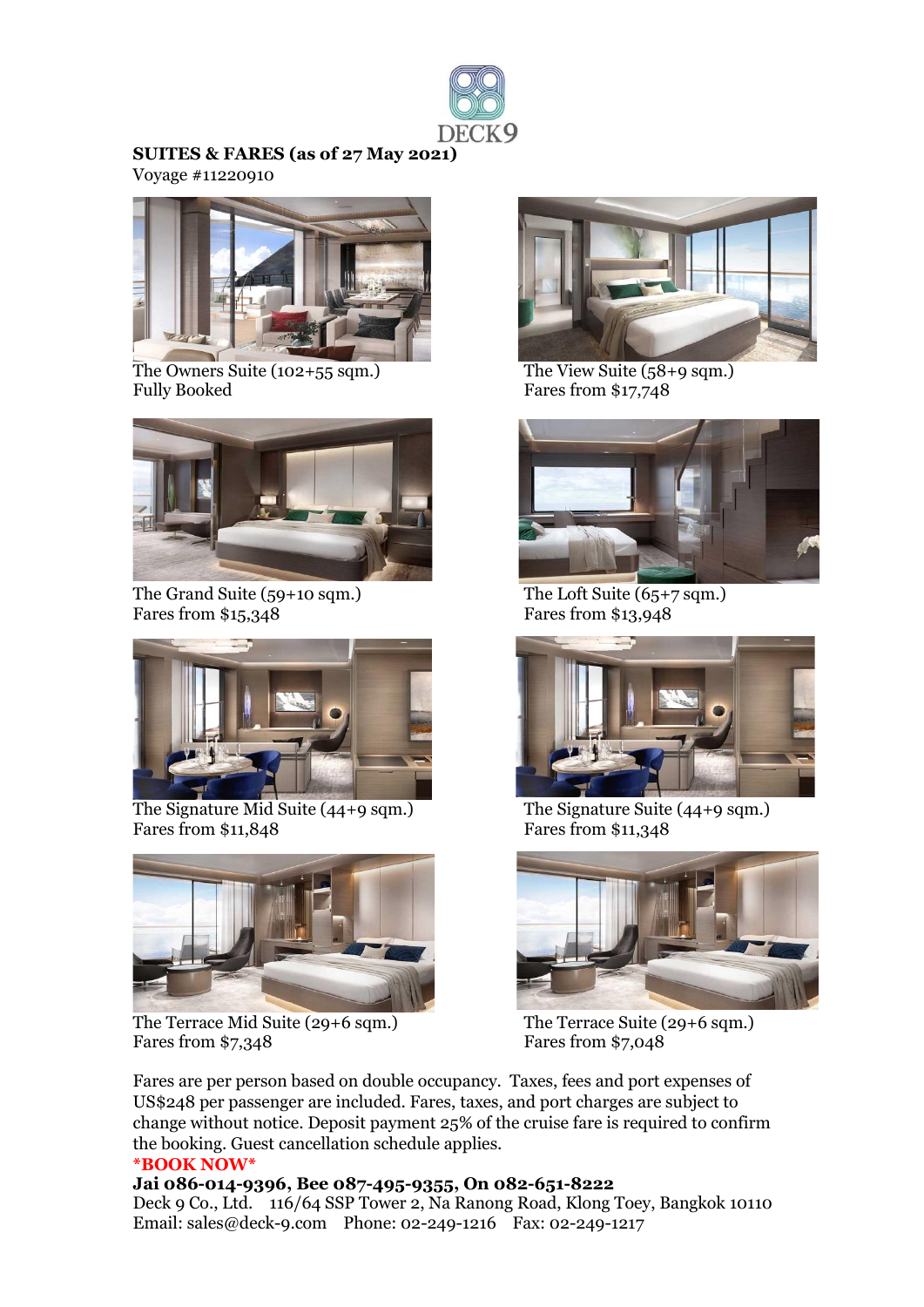DECK9

**SUITES & FARES (as of 27 May 2021)**
Voyage #11220910

The Owners Suite (102+55 sqm.)
Fully Booked

The View Suite (58+9 sqm.)
Fares from $17,748

The Grand Suite (59+10 sqm.)
Fares from $15,348

The Loft Suite (65+7 sqm.)
Fares from $13,948

The Signature Mid Suite (44+9 sqm.)
Fares from $11,848

The Signature Suite (44+9 sqm.)
Fares from $11,348

The Terrace Mid Suite (29+6 sqm.)
Fares from $7,348

The Terrace Suite (29+6 sqm.)
Fares from $7,048

Fares are per person based on double occupancy. Taxes, fees and port expenses of US$248 per passenger are included. Fares, taxes, and port charges are subject to change without notice. Deposit payment 25% of the cruise fare is required to confirm the booking. Guest cancellation schedule applies.

***BOOK NOW***

**Jai 086-014-9396, Bee 087-495-9355, On 082-651-8222**

Deck 9 Co., Ltd. 116/64 SSP Tower 2, Na Ranong Road, Klong Toey, Bangkok 10110
Email: sales@deck-9.com Phone: 02-249-1216 Fax: 02-249-1217